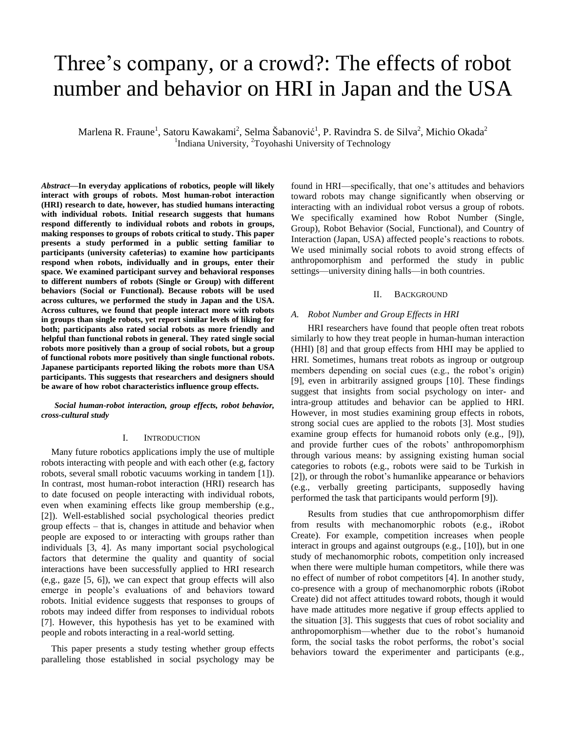# Three's company, or a crowd?: The effects of robot number and behavior on HRI in Japan and the USA

Marlena R. Fraune[1], Satoru Kawakami[2], Selma Šabanović[1], P. Ravindra S. de Silva[2], Michio Okada[2]
[1]Indiana University, [2]Toyohashi University of Technology

***Abstract*—In everyday applications of robotics, people will likely interact with groups of robots. Most human-robot interaction (HRI) research to date, however, has studied humans interacting with individual robots. Initial research suggests that humans respond differently to individual robots and robots in groups, making responses to groups of robots critical to study. This paper presents a study performed in a public setting familiar to participants (university cafeterias) to examine how participants respond when robots, individually and in groups, enter their space. We examined participant survey and behavioral responses to different numbers of robots (Single or Group) with different behaviors (Social or Functional). Because robots will be used across cultures, we performed the study in Japan and the USA. Across cultures, we found that people interact more with robots in groups than single robots, yet report similar levels of liking for both; participants also rated social robots as more friendly and helpful than functional robots in general. They rated single social robots more positively than a group of social robots, but a group of functional robots more positively than single functional robots. Japanese participants reported liking the robots more than USA participants. This suggests that researchers and designers should be aware of how robot characteristics influence group effects.**

***Social human-robot interaction, group effects, robot behavior, cross-cultural study***

## I. Introduction

Many future robotics applications imply the use of multiple robots interacting with people and with each other (e.g, factory robots, several small robotic vacuums working in tandem [1]). In contrast, most human-robot interaction (HRI) research has to date focused on people interacting with individual robots, even when examining effects like group membership (e.g., [2]). Well-established social psychological theories predict group effects – that is, changes in attitude and behavior when people are exposed to or interacting with groups rather than individuals [3, 4]. As many important social psychological factors that determine the quality and quantity of social interactions have been successfully applied to HRI research (e,g., gaze [5, 6]), we can expect that group effects will also emerge in people's evaluations of and behaviors toward robots. Initial evidence suggests that responses to groups of robots may indeed differ from responses to individual robots [7]. However, this hypothesis has yet to be examined with people and robots interacting in a real-world setting.

This paper presents a study testing whether group effects paralleling those established in social psychology may be found in HRI—specifically, that one's attitudes and behaviors toward robots may change significantly when observing or interacting with an individual robot versus a group of robots. We specifically examined how Robot Number (Single, Group), Robot Behavior (Social, Functional), and Country of Interaction (Japan, USA) affected people's reactions to robots. We used minimally social robots to avoid strong effects of anthropomorphism and performed the study in public settings—university dining halls—in both countries.

## II. Background

### *A. Robot Number and Group Effects in HRI*

HRI researchers have found that people often treat robots similarly to how they treat people in human-human interaction (HHI) [8] and that group effects from HHI may be applied to HRI. Sometimes, humans treat robots as ingroup or outgroup members depending on social cues (e.g., the robot's origin) [9], even in arbitrarily assigned groups [10]. These findings suggest that insights from social psychology on inter- and intra-group attitudes and behavior can be applied to HRI. However, in most studies examining group effects in robots, strong social cues are applied to the robots [3]. Most studies examine group effects for humanoid robots only (e.g., [9]), and provide further cues of the robots' anthropomorphism through various means: by assigning existing human social categories to robots (e.g., robots were said to be Turkish in [2]), or through the robot's humanlike appearance or behaviors (e.g., verbally greeting participants, supposedly having performed the task that participants would perform [9]).

Results from studies that cue anthropomorphism differ from results with mechanomorphic robots (e.g., iRobot Create). For example, competition increases when people interact in groups and against outgroups (e.g., [10]), but in one study of mechanomorphic robots, competition only increased when there were multiple human competitors, while there was no effect of number of robot competitors [4]. In another study, co-presence with a group of mechanomorphic robots (iRobot Create) did not affect attitudes toward robots, though it would have made attitudes more negative if group effects applied to the situation [3]. This suggests that cues of robot sociality and anthropomorphism—whether due to the robot's humanoid form, the social tasks the robot performs, the robot's social behaviors toward the experimenter and participants (e.g.,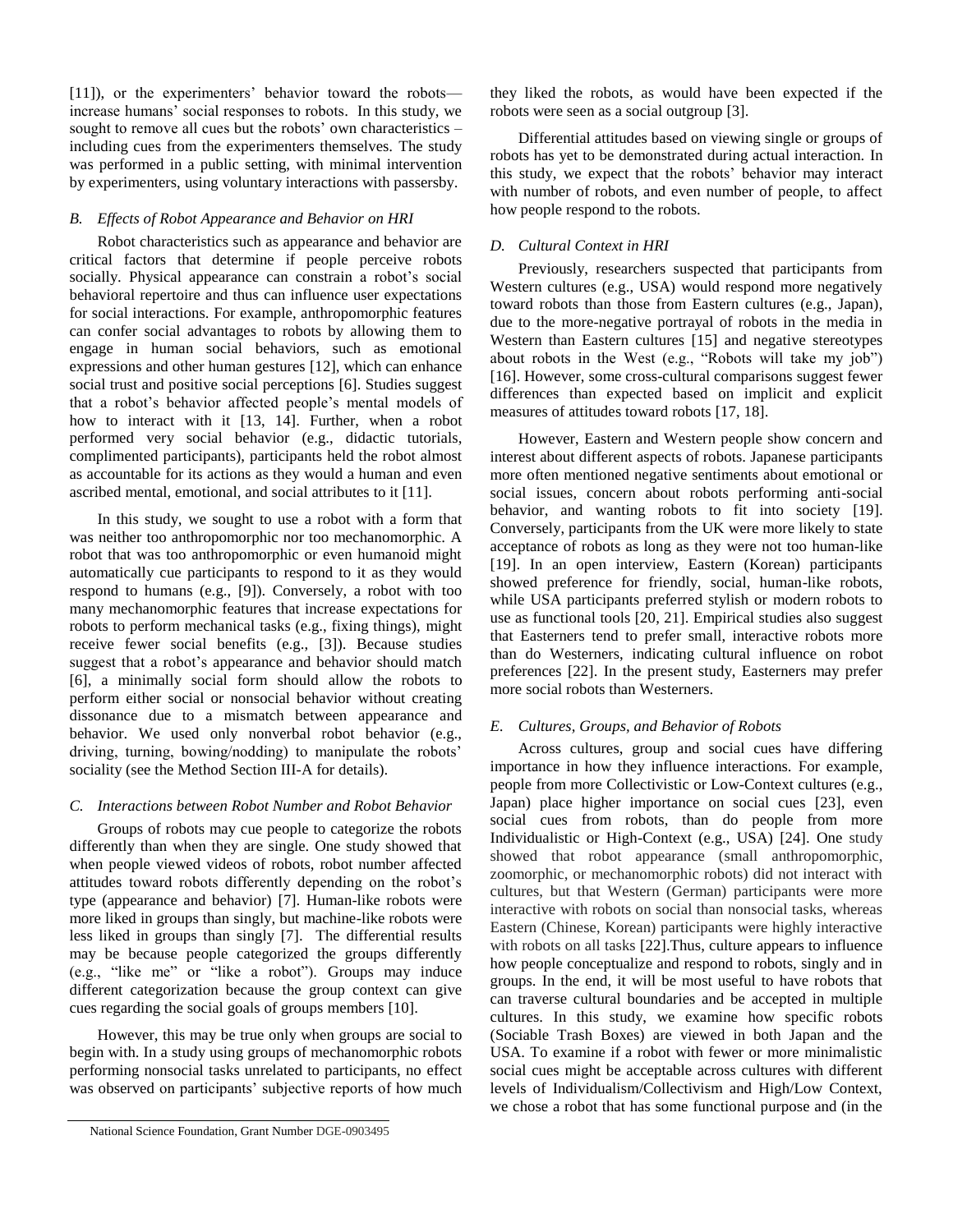[11]), or the experimenters' behavior toward the robots—increase humans' social responses to robots. In this study, we sought to remove all cues but the robots' own characteristics – including cues from the experimenters themselves. The study was performed in a public setting, with minimal intervention by experimenters, using voluntary interactions with passersby.

### *B. Effects of Robot Appearance and Behavior on HRI*

Robot characteristics such as appearance and behavior are critical factors that determine if people perceive robots socially. Physical appearance can constrain a robot's social behavioral repertoire and thus can influence user expectations for social interactions. For example, anthropomorphic features can confer social advantages to robots by allowing them to engage in human social behaviors, such as emotional expressions and other human gestures [12], which can enhance social trust and positive social perceptions [6]. Studies suggest that a robot's behavior affected people's mental models of how to interact with it [13, 14]. Further, when a robot performed very social behavior (e.g., didactic tutorials, complimented participants), participants held the robot almost as accountable for its actions as they would a human and even ascribed mental, emotional, and social attributes to it [11].

In this study, we sought to use a robot with a form that was neither too anthropomorphic nor too mechanomorphic. A robot that was too anthropomorphic or even humanoid might automatically cue participants to respond to it as they would respond to humans (e.g., [9]). Conversely, a robot with too many mechanomorphic features that increase expectations for robots to perform mechanical tasks (e.g., fixing things), might receive fewer social benefits (e.g., [3]). Because studies suggest that a robot's appearance and behavior should match [6], a minimally social form should allow the robots to perform either social or nonsocial behavior without creating dissonance due to a mismatch between appearance and behavior. We used only nonverbal robot behavior (e.g., driving, turning, bowing/nodding) to manipulate the robots' sociality (see the Method Section III-A for details).

### *C. Interactions between Robot Number and Robot Behavior*

Groups of robots may cue people to categorize the robots differently than when they are single. One study showed that when people viewed videos of robots, robot number affected attitudes toward robots differently depending on the robot's type (appearance and behavior) [7]. Human-like robots were more liked in groups than singly, but machine-like robots were less liked in groups than singly [7]. The differential results may be because people categorized the groups differently (e.g., "like me" or "like a robot"). Groups may induce different categorization because the group context can give cues regarding the social goals of groups members [10].

However, this may be true only when groups are social to begin with. In a study using groups of mechanomorphic robots performing nonsocial tasks unrelated to participants, no effect was observed on participants' subjective reports of how much they liked the robots, as would have been expected if the robots were seen as a social outgroup [3].

Differential attitudes based on viewing single or groups of robots has yet to be demonstrated during actual interaction. In this study, we expect that the robots' behavior may interact with number of robots, and even number of people, to affect how people respond to the robots.

### *D. Cultural Context in HRI*

Previously, researchers suspected that participants from Western cultures (e.g., USA) would respond more negatively toward robots than those from Eastern cultures (e.g., Japan), due to the more-negative portrayal of robots in the media in Western than Eastern cultures [15] and negative stereotypes about robots in the West (e.g., "Robots will take my job") [16]. However, some cross-cultural comparisons suggest fewer differences than expected based on implicit and explicit measures of attitudes toward robots [17, 18].

However, Eastern and Western people show concern and interest about different aspects of robots. Japanese participants more often mentioned negative sentiments about emotional or social issues, concern about robots performing anti-social behavior, and wanting robots to fit into society [19]. Conversely, participants from the UK were more likely to state acceptance of robots as long as they were not too human-like [19]. In an open interview, Eastern (Korean) participants showed preference for friendly, social, human-like robots, while USA participants preferred stylish or modern robots to use as functional tools [20, 21]. Empirical studies also suggest that Easterners tend to prefer small, interactive robots more than do Westerners, indicating cultural influence on robot preferences [22]. In the present study, Easterners may prefer more social robots than Westerners.

### *E. Cultures, Groups, and Behavior of Robots*

Across cultures, group and social cues have differing importance in how they influence interactions. For example, people from more Collectivistic or Low-Context cultures (e.g., Japan) place higher importance on social cues [23], even social cues from robots, than do people from more Individualistic or High-Context (e.g., USA) [24]. One study showed that robot appearance (small anthropomorphic, zoomorphic, or mechanomorphic robots) did not interact with cultures, but that Western (German) participants were more interactive with robots on social than nonsocial tasks, whereas Eastern (Chinese, Korean) participants were highly interactive with robots on all tasks [22].Thus, culture appears to influence how people conceptualize and respond to robots, singly and in groups. In the end, it will be most useful to have robots that can traverse cultural boundaries and be accepted in multiple cultures. In this study, we examine how specific robots (Sociable Trash Boxes) are viewed in both Japan and the USA. To examine if a robot with fewer or more minimalistic social cues might be acceptable across cultures with different levels of Individualism/Collectivism and High/Low Context, we chose a robot that has some functional purpose and (in the

National Science Foundation, Grant Number DGE-0903495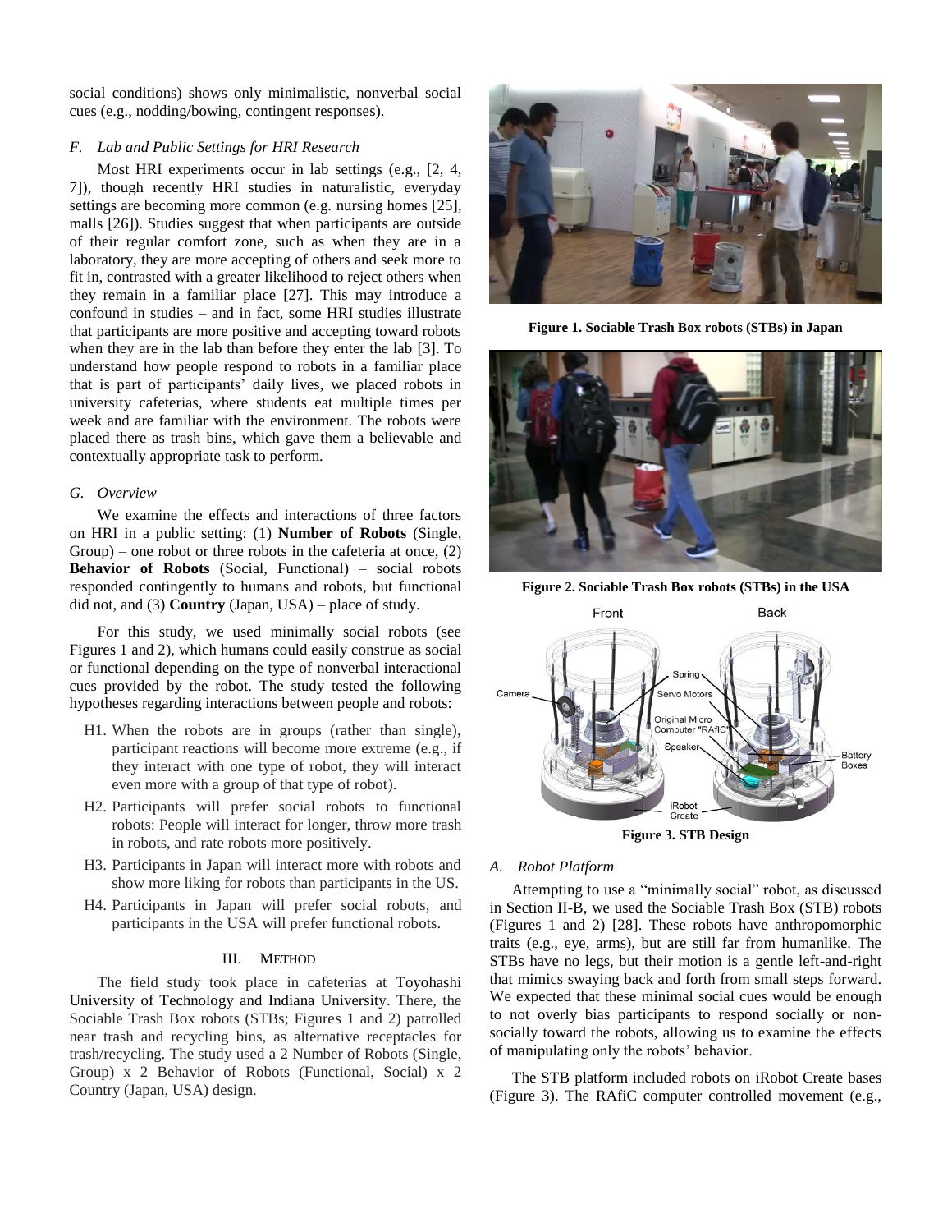social conditions) shows only minimalistic, nonverbal social cues (e.g., nodding/bowing, contingent responses).

### *F. Lab and Public Settings for HRI Research*

Most HRI experiments occur in lab settings (e.g., [2, 4, 7]), though recently HRI studies in naturalistic, everyday settings are becoming more common (e.g. nursing homes [25], malls [26]). Studies suggest that when participants are outside of their regular comfort zone, such as when they are in a laboratory, they are more accepting of others and seek more to fit in, contrasted with a greater likelihood to reject others when they remain in a familiar place [27]. This may introduce a confound in studies – and in fact, some HRI studies illustrate that participants are more positive and accepting toward robots when they are in the lab than before they enter the lab [3]. To understand how people respond to robots in a familiar place that is part of participants' daily lives, we placed robots in university cafeterias, where students eat multiple times per week and are familiar with the environment. The robots were placed there as trash bins, which gave them a believable and contextually appropriate task to perform.

### *G. Overview*

We examine the effects and interactions of three factors on HRI in a public setting: (1) **Number of Robots** (Single, Group) – one robot or three robots in the cafeteria at once, (2) **Behavior of Robots** (Social, Functional) – social robots responded contingently to humans and robots, but functional did not, and (3) **Country** (Japan, USA) – place of study.

For this study, we used minimally social robots (see Figures 1 and 2), which humans could easily construe as social or functional depending on the type of nonverbal interactional cues provided by the robot. The study tested the following hypotheses regarding interactions between people and robots:

- H1. When the robots are in groups (rather than single), participant reactions will become more extreme (e.g., if they interact with one type of robot, they will interact even more with a group of that type of robot).
- H2. Participants will prefer social robots to functional robots: People will interact for longer, throw more trash in robots, and rate robots more positively.
- H3. Participants in Japan will interact more with robots and show more liking for robots than participants in the US.
- H4. Participants in Japan will prefer social robots, and participants in the USA will prefer functional robots.

## III. METHOD

The field study took place in cafeterias at Toyohashi University of Technology and Indiana University. There, the Sociable Trash Box robots (STBs; Figures 1 and 2) patrolled near trash and recycling bins, as alternative receptacles for trash/recycling. The study used a 2 Number of Robots (Single, Group) x 2 Behavior of Robots (Functional, Social) x 2 Country (Japan, USA) design.

**Figure 1. Sociable Trash Box robots (STBs) in Japan**

**Figure 2. Sociable Trash Box robots (STBs) in the USA**

**Figure 3. STB Design**

### *A. Robot Platform*

Attempting to use a "minimally social" robot, as discussed in Section II-B, we used the Sociable Trash Box (STB) robots (Figures 1 and 2) [28]. These robots have anthropomorphic traits (e.g., eye, arms), but are still far from humanlike. The STBs have no legs, but their motion is a gentle left-and-right that mimics swaying back and forth from small steps forward. We expected that these minimal social cues would be enough to not overly bias participants to respond socially or non-socially toward the robots, allowing us to examine the effects of manipulating only the robots' behavior.

The STB platform included robots on iRobot Create bases (Figure 3). The RAfiC computer controlled movement (e.g.,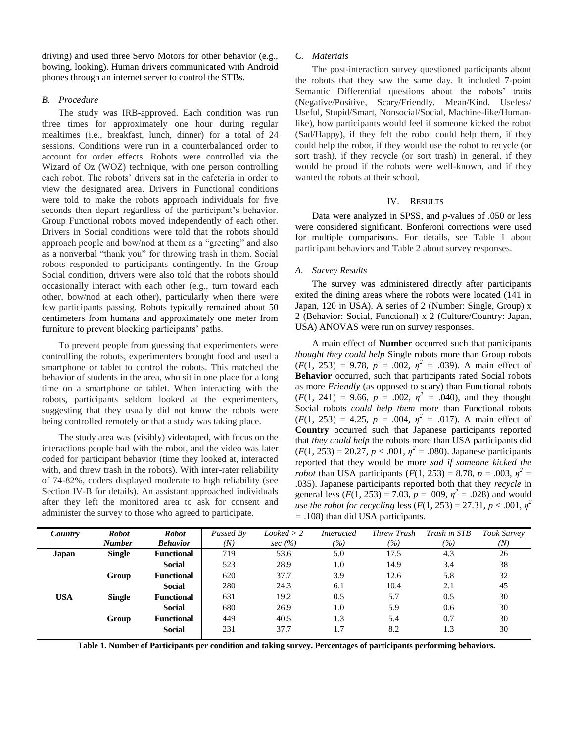driving) and used three Servo Motors for other behavior (e.g., bowing, looking). Human drivers communicated with Android phones through an internet server to control the STBs.

### *B. Procedure*

The study was IRB-approved. Each condition was run three times for approximately one hour during regular mealtimes (i.e., breakfast, lunch, dinner) for a total of 24 sessions. Conditions were run in a counterbalanced order to account for order effects. Robots were controlled via the Wizard of Oz (WOZ) technique, with one person controlling each robot. The robots' drivers sat in the cafeteria in order to view the designated area. Drivers in Functional conditions were told to make the robots approach individuals for five seconds then depart regardless of the participant's behavior. Group Functional robots moved independently of each other. Drivers in Social conditions were told that the robots should approach people and bow/nod at them as a "greeting" and also as a nonverbal "thank you" for throwing trash in them. Social robots responded to participants contingently. In the Group Social condition, drivers were also told that the robots should occasionally interact with each other (e.g., turn toward each other, bow/nod at each other), particularly when there were few participants passing. Robots typically remained about 50 centimeters from humans and approximately one meter from furniture to prevent blocking participants' paths.

To prevent people from guessing that experimenters were controlling the robots, experimenters brought food and used a smartphone or tablet to control the robots. This matched the behavior of students in the area, who sit in one place for a long time on a smartphone or tablet. When interacting with the robots, participants seldom looked at the experimenters, suggesting that they usually did not know the robots were being controlled remotely or that a study was taking place.

The study area was (visibly) videotaped, with focus on the interactions people had with the robot, and the video was later coded for participant behavior (time they looked at, interacted with, and threw trash in the robots). With inter-rater reliability of 74-82%, coders displayed moderate to high reliability (see Section IV-B for details). An assistant approached individuals after they left the monitored area to ask for consent and administer the survey to those who agreed to participate.

### *C. Materials*

The post-interaction survey questioned participants about the robots that they saw the same day. It included 7-point Semantic Differential questions about the robots' traits (Negative/Positive, Scary/Friendly, Mean/Kind, Useless/ Useful, Stupid/Smart, Nonsocial/Social, Machine-like/Human-like), how participants would feel if someone kicked the robot (Sad/Happy), if they felt the robot could help them, if they could help the robot, if they would use the robot to recycle (or sort trash), if they recycle (or sort trash) in general, if they would be proud if the robots were well-known, and if they wanted the robots at their school.

## IV. Results

Data were analyzed in SPSS, and *p*-values of .050 or less were considered significant. Bonferoni corrections were used for multiple comparisons. For details, see Table 1 about participant behaviors and Table 2 about survey responses.

### *A. Survey Results*

The survey was administered directly after participants exited the dining areas where the robots were located (141 in Japan, 120 in USA). A series of 2 (Number: Single, Group) x 2 (Behavior: Social, Functional) x 2 (Culture/Country: Japan, USA) ANOVAS were run on survey responses.

A main effect of **Number** occurred such that participants *thought they could help* Single robots more than Group robots ($F(1, 253) = 9.78$, $p = .002$, $\eta^2 = .039$). A main effect of **Behavior** occurred, such that participants rated Social robots as more *Friendly* (as opposed to scary) than Functional robots ($F(1, 241) = 9.66$, $p = .002$, $\eta^2 = .040$), and they thought Social robots *could help them* more than Functional robots ($F(1, 253) = 4.25$, $p = .004$, $\eta^2 = .017$). A main effect of **Country** occurred such that Japanese participants reported that *they could help* the robots more than USA participants did ($F(1, 253) = 20.27$, $p < .001$, $\eta^2 = .080$). Japanese participants reported that they would be more *sad if someone kicked the robot* than USA participants ($F(1, 253) = 8.78$, $p = .003$, $\eta^2 = .035$). Japanese participants reported both that they *recycle* in general less ($F(1, 253) = 7.03$, $p = .009$, $\eta^2 = .028$) and would *use the robot for recycling* less ($F(1, 253) = 27.31$, $p < .001$, $\eta^2 = .108$) than did USA participants.

| *Country* | *Robot Number* | *Robot Behavior* | *Passed By (N)* | *Looked > 2 sec (%)* | *Interacted (%)* | *Threw Trash (%)* | *Trash in STB (%)* | *Took Survey (N)* |
|---|---|---|---|---|---|---|---|---|
| **Japan** | **Single** | **Functional** | 719 | 53.6 | 5.0 | 17.5 | 4.3 | 26 |
| | | **Social** | 523 | 28.9 | 1.0 | 14.9 | 3.4 | 38 |
| | **Group** | **Functional** | 620 | 37.7 | 3.9 | 12.6 | 5.8 | 32 |
| | | **Social** | 280 | 24.3 | 6.1 | 10.4 | 2.1 | 45 |
| **USA** | **Single** | **Functional** | 631 | 19.2 | 0.5 | 5.7 | 0.5 | 30 |
| | | **Social** | 680 | 26.9 | 1.0 | 5.9 | 0.6 | 30 |
| | **Group** | **Functional** | 449 | 40.5 | 1.3 | 5.4 | 0.7 | 30 |
| | | **Social** | 231 | 37.7 | 1.7 | 8.2 | 1.3 | 30 |

**Table 1. Number of Participants per condition and taking survey. Percentages of participants performing behaviors.**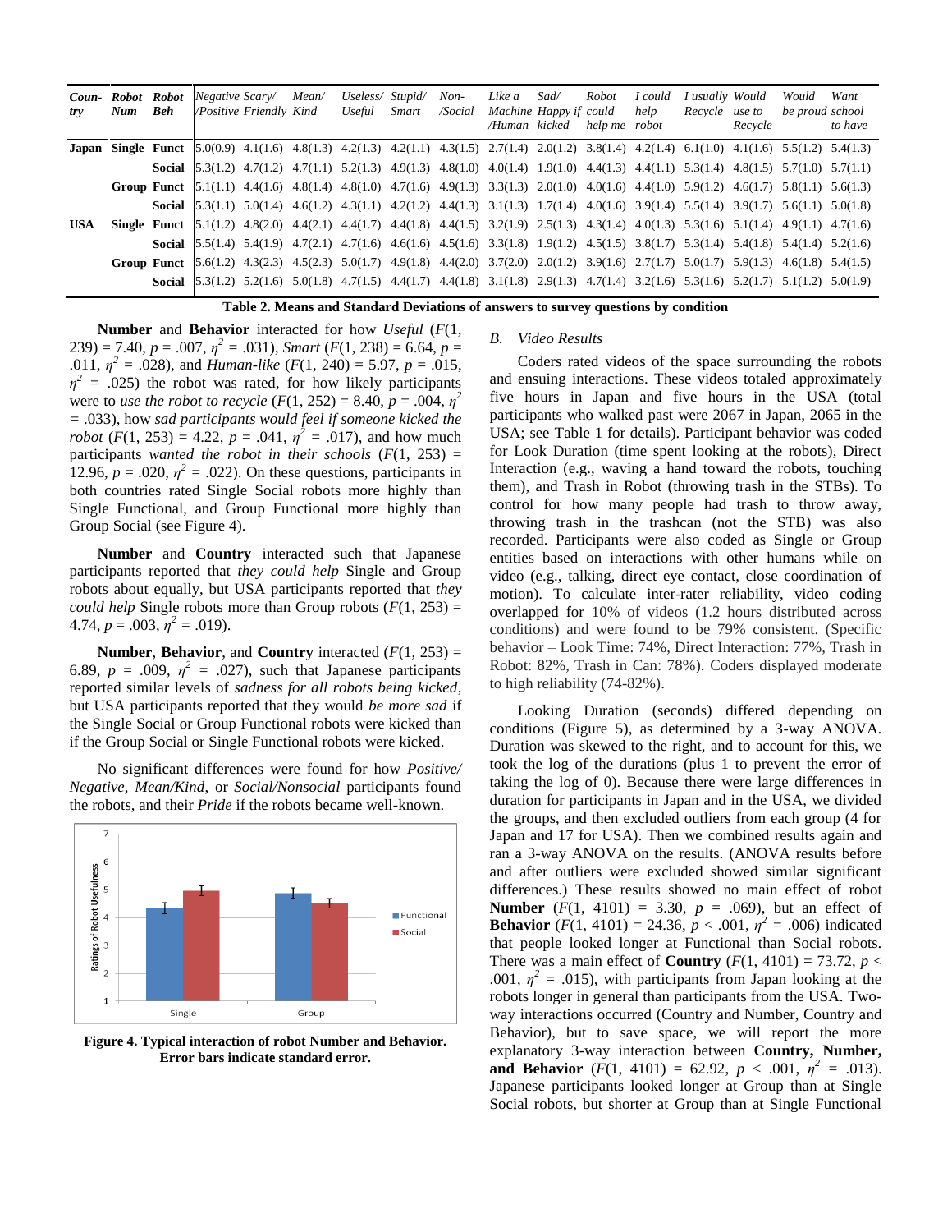| Country | Robot Num | Robot Beh | Negative/ Positive | Scary/ Friendly | Mean/ Kind | Useless/ Useful | Stupid/ Smart | Non- /Social | Like a Machine /Human | Sad/ Happy if kicked | Robot could help me | I could help robot | I usually Recycle | Would use to Recycle | Would be proud | Want school to have |
|---|---|---|---|---|---|---|---|---|---|---|---|---|---|---|---|---|
| **Japan** | **Single** | **Funct** | 5.0(0.9) | 4.1(1.6) | 4.8(1.3) | 4.2(1.3) | 4.2(1.1) | 4.3(1.5) | 2.7(1.4) | 2.0(1.2) | 3.8(1.4) | 4.2(1.4) | 6.1(1.0) | 4.1(1.6) | 5.5(1.2) | 5.4(1.3) |
| | | **Social** | 5.3(1.2) | 4.7(1.2) | 4.7(1.1) | 5.2(1.3) | 4.9(1.3) | 4.8(1.0) | 4.0(1.4) | 1.9(1.0) | 4.4(1.3) | 4.4(1.1) | 5.3(1.4) | 4.8(1.5) | 5.7(1.0) | 5.7(1.1) |
| | **Group** | **Funct** | 5.1(1.1) | 4.4(1.6) | 4.8(1.4) | 4.8(1.0) | 4.7(1.6) | 4.9(1.3) | 3.3(1.3) | 2.0(1.0) | 4.0(1.6) | 4.4(1.0) | 5.9(1.2) | 4.6(1.7) | 5.8(1.1) | 5.6(1.3) |
| | | **Social** | 5.3(1.1) | 5.0(1.4) | 4.6(1.2) | 4.3(1.1) | 4.2(1.2) | 4.4(1.3) | 3.1(1.3) | 1.7(1.4) | 4.0(1.6) | 3.9(1.4) | 5.5(1.4) | 3.9(1.7) | 5.6(1.1) | 5.0(1.8) |
| **USA** | **Single** | **Funct** | 5.1(1.2) | 4.8(2.0) | 4.4(2.1) | 4.4(1.7) | 4.4(1.8) | 4.4(1.5) | 3.2(1.9) | 2.5(1.3) | 4.3(1.4) | 4.0(1.3) | 5.3(1.6) | 5.1(1.4) | 4.9(1.1) | 4.7(1.6) |
| | | **Social** | 5.5(1.4) | 5.4(1.9) | 4.7(2.1) | 4.7(1.6) | 4.6(1.6) | 4.5(1.6) | 3.3(1.8) | 1.9(1.2) | 4.5(1.5) | 3.8(1.7) | 5.3(1.4) | 5.4(1.8) | 5.4(1.4) | 5.2(1.6) |
| | **Group** | **Funct** | 5.6(1.2) | 4.3(2.3) | 4.5(2.3) | 5.0(1.7) | 4.9(1.8) | 4.4(2.0) | 3.7(2.0) | 2.0(1.2) | 3.9(1.6) | 2.7(1.7) | 5.0(1.7) | 5.9(1.3) | 4.6(1.8) | 5.4(1.5) |
| | | **Social** | 5.3(1.2) | 5.2(1.6) | 5.0(1.8) | 4.7(1.5) | 4.4(1.7) | 4.4(1.8) | 3.1(1.8) | 2.9(1.3) | 4.7(1.4) | 3.2(1.6) | 5.3(1.6) | 5.2(1.7) | 5.1(1.2) | 5.0(1.9) |

**Table 2. Means and Standard Deviations of answers to survey questions by condition**

**Number** and **Behavior** interacted for how *Useful* ($F(1, 239) = 7.40$, $p = .007$, $\eta^2 = .031$), *Smart* ($F(1, 238) = 6.64$, $p = .011$, $\eta^2 = .028$), and *Human-like* ($F(1, 240) = 5.97$, $p = .015$, $\eta^2 = .025$) the robot was rated, for how likely participants were to *use the robot to recycle* ($F(1, 252) = 8.40$, $p = .004$, $\eta^2 = .033$), how *sad participants would feel if someone kicked the robot* ($F(1, 253) = 4.22$, $p = .041$, $\eta^2 = .017$), and how much participants *wanted the robot in their schools* ($F(1, 253) = 12.96$, $p = .020$, $\eta^2 = .022$). On these questions, participants in both countries rated Single Social robots more highly than Single Functional, and Group Functional more highly than Group Social (see Figure 4).

**Number** and **Country** interacted such that Japanese participants reported that *they could help* Single and Group robots about equally, but USA participants reported that *they could help* Single robots more than Group robots ($F(1, 253) = 4.74$, $p = .003$, $\eta^2 = .019$).

**Number**, **Behavior**, and **Country** interacted ($F(1, 253) = 6.89$, $p = .009$, $\eta^2 = .027$), such that Japanese participants reported similar levels of *sadness for all robots being kicked*, but USA participants reported that they would *be more sad* if the Single Social or Group Functional robots were kicked than if the Group Social or Single Functional robots were kicked.

No significant differences were found for how *Positive/Negative*, *Mean/Kind*, or *Social/Nonsocial* participants found the robots, and their *Pride* if the robots became well-known.

**Figure 4. Typical interaction of robot Number and Behavior. Error bars indicate standard error.**

### B. Video Results

Coders rated videos of the space surrounding the robots and ensuing interactions. These videos totaled approximately five hours in Japan and five hours in the USA (total participants who walked past were 2067 in Japan, 2065 in the USA; see Table 1 for details). Participant behavior was coded for Look Duration (time spent looking at the robots), Direct Interaction (e.g., waving a hand toward the robots, touching them), and Trash in Robot (throwing trash in the STBs). To control for how many people had trash to throw away, throwing trash in the trashcan (not the STB) was also recorded. Participants were also coded as Single or Group entities based on interactions with other humans while on video (e.g., talking, direct eye contact, close coordination of motion). To calculate inter-rater reliability, video coding overlapped for 10% of videos (1.2 hours distributed across conditions) and were found to be 79% consistent. (Specific behavior – Look Time: 74%, Direct Interaction: 77%, Trash in Robot: 82%, Trash in Can: 78%). Coders displayed moderate to high reliability (74-82%).

Looking Duration (seconds) differed depending on conditions (Figure 5), as determined by a 3-way ANOVA. Duration was skewed to the right, and to account for this, we took the log of the durations (plus 1 to prevent the error of taking the log of 0). Because there were large differences in duration for participants in Japan and in the USA, we divided the groups, and then excluded outliers from each group (4 for Japan and 17 for USA). Then we combined results again and ran a 3-way ANOVA on the results. (ANOVA results before and after outliers were excluded showed similar significant differences.) These results showed no main effect of robot **Number** ($F(1, 4101) = 3.30$, $p = .069$), but an effect of **Behavior** ($F(1, 4101) = 24.36$, $p < .001$, $\eta^2 = .006$) indicated that people looked longer at Functional than Social robots. There was a main effect of **Country** ($F(1, 4101) = 73.72$, $p < .001$, $\eta^2 = .015$), with participants from Japan looking at the robots longer in general than participants from the USA. Two-way interactions occurred (Country and Number, Country and Behavior), but to save space, we will report the more explanatory 3-way interaction between **Country, Number, and Behavior** ($F(1, 4101) = 62.92$, $p < .001$, $\eta^2 = .013$). Japanese participants looked longer at Group than at Single Social robots, but shorter at Group than at Single Functional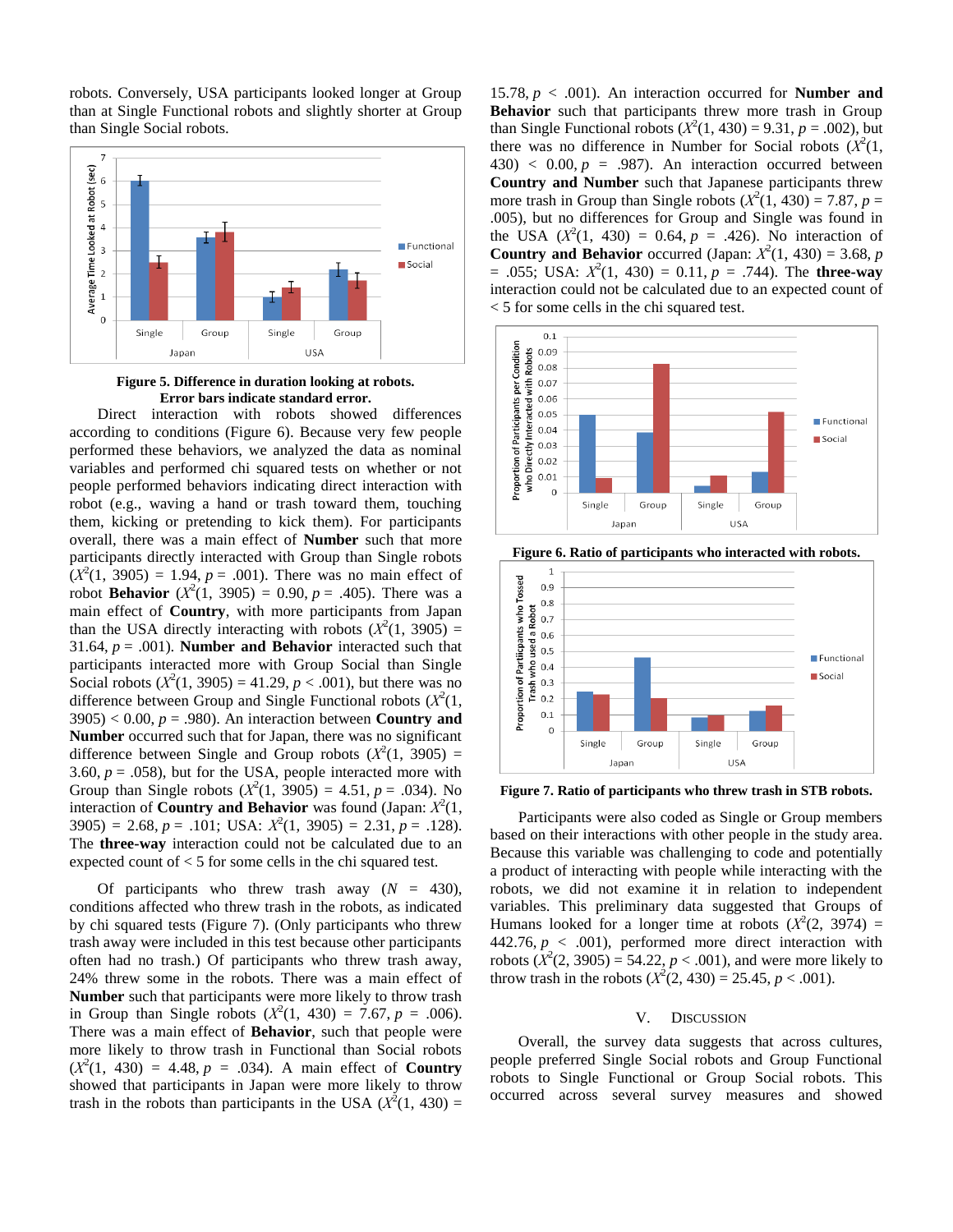robots. Conversely, USA participants looked longer at Group than at Single Functional robots and slightly shorter at Group than Single Social robots.

**Figure 5. Difference in duration looking at robots. Error bars indicate standard error.**

Direct interaction with robots showed differences according to conditions (Figure 6). Because very few people performed these behaviors, we analyzed the data as nominal variables and performed chi squared tests on whether or not people performed behaviors indicating direct interaction with robot (e.g., waving a hand or trash toward them, touching them, kicking or pretending to kick them). For participants overall, there was a main effect of **Number** such that more participants directly interacted with Group than Single robots ($X^2(1, 3905) = 1.94$, $p = .001$). There was no main effect of robot **Behavior** ($X^2(1, 3905) = 0.90$, $p = .405$). There was a main effect of **Country**, with more participants from Japan than the USA directly interacting with robots ($X^2(1, 3905) = 31.64$, $p = .001$). **Number and Behavior** interacted such that participants interacted more with Group Social than Single Social robots ($X^2(1, 3905) = 41.29$, $p < .001$), but there was no difference between Group and Single Functional robots ($X^2(1, 3905) < 0.00$, $p = .980$). An interaction between **Country and Number** occurred such that for Japan, there was no significant difference between Single and Group robots ($X^2(1, 3905) = 3.60$, $p = .058$), but for the USA, people interacted more with Group than Single robots ($X^2(1, 3905) = 4.51$, $p = .034$). No interaction of **Country and Behavior** was found (Japan: $X^2(1, 3905) = 2.68$, $p = .101$; USA: $X^2(1, 3905) = 2.31$, $p = .128$). The **three-way** interaction could not be calculated due to an expected count of < 5 for some cells in the chi squared test.

Of participants who threw trash away ($N = 430$), conditions affected who threw trash in the robots, as indicated by chi squared tests (Figure 7). (Only participants who threw trash away were included in this test because other participants often had no trash.) Of participants who threw trash away, 24% threw some in the robots. There was a main effect of **Number** such that participants were more likely to throw trash in Group than Single robots ($X^2(1, 430) = 7.67$, $p = .006$). There was a main effect of **Behavior**, such that people were more likely to throw trash in Functional than Social robots ($X^2(1, 430) = 4.48$, $p = .034$). A main effect of **Country** showed that participants in Japan were more likely to throw trash in the robots than participants in the USA ($X^2(1, 430) = 15.78$, $p < .001$). An interaction occurred for **Number and Behavior** such that participants threw more trash in Group than Single Functional robots ($X^2(1, 430) = 9.31$, $p = .002$), but there was no difference in Number for Social robots ($X^2(1, 430) < 0.00$, $p = .987$). An interaction occurred between **Country and Number** such that Japanese participants threw more trash in Group than Single robots ($X^2(1, 430) = 7.87$, $p = .005$), but no differences for Group and Single was found in the USA ($X^2(1, 430) = 0.64$, $p = .426$). No interaction of **Country and Behavior** occurred (Japan: $X^2(1, 430) = 3.68$, $p = .055$; USA: $X^2(1, 430) = 0.11$, $p = .744$). The **three-way** interaction could not be calculated due to an expected count of < 5 for some cells in the chi squared test.

**Figure 6. Ratio of participants who interacted with robots.**

**Figure 7. Ratio of participants who threw trash in STB robots.**

Participants were also coded as Single or Group members based on their interactions with other people in the study area. Because this variable was challenging to code and potentially a product of interacting with people while interacting with the robots, we did not examine it in relation to independent variables. This preliminary data suggested that Groups of Humans looked for a longer time at robots ($X^2(2, 3974) = 442.76$, $p < .001$), performed more direct interaction with robots ($X^2(2, 3905) = 54.22$, $p < .001$), and were more likely to throw trash in the robots ($X^2(2, 430) = 25.45$, $p < .001$).

## V. Discussion

Overall, the survey data suggests that across cultures, people preferred Single Social robots and Group Functional robots to Single Functional or Group Social robots. This occurred across several survey measures and showed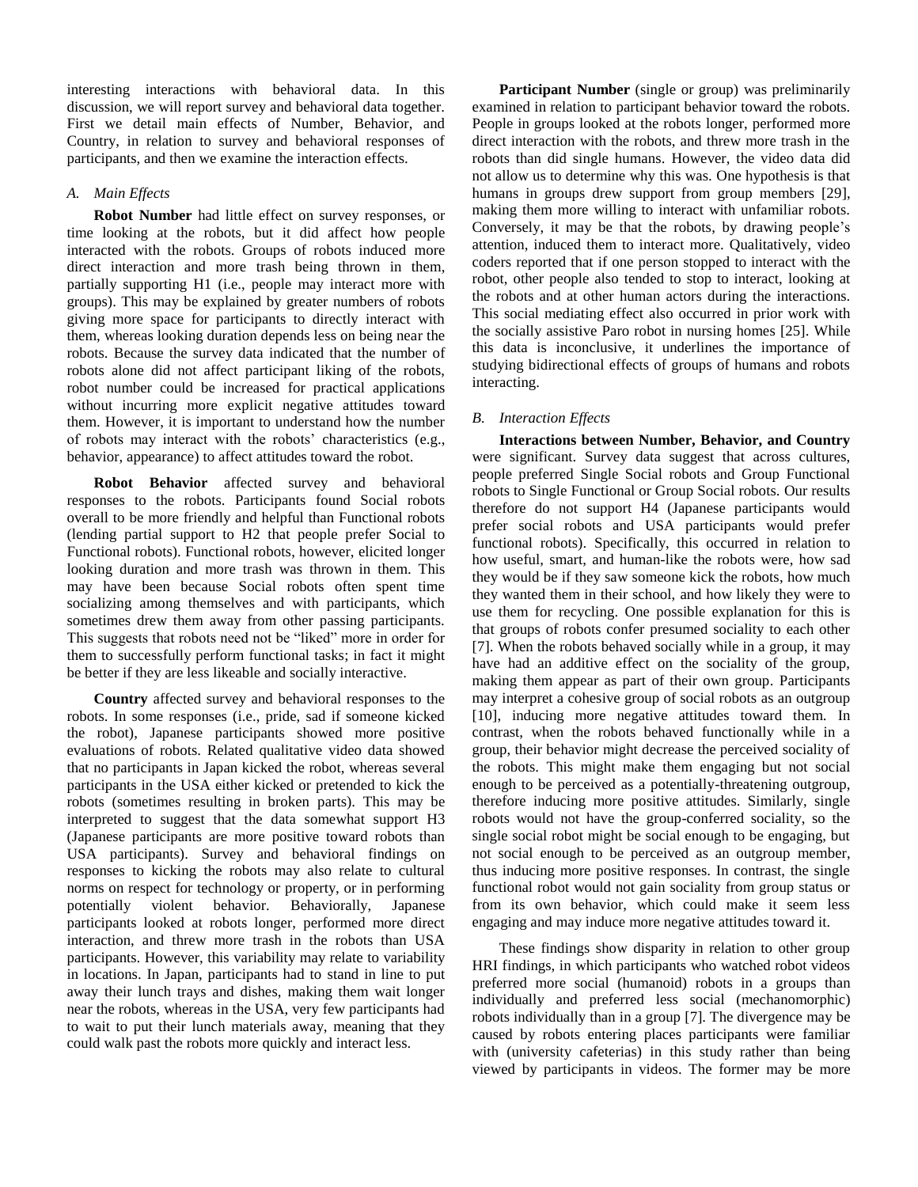interesting interactions with behavioral data. In this discussion, we will report survey and behavioral data together. First we detail main effects of Number, Behavior, and Country, in relation to survey and behavioral responses of participants, and then we examine the interaction effects.

### *A. Main Effects*

**Robot Number** had little effect on survey responses, or time looking at the robots, but it did affect how people interacted with the robots. Groups of robots induced more direct interaction and more trash being thrown in them, partially supporting H1 (i.e., people may interact more with groups). This may be explained by greater numbers of robots giving more space for participants to directly interact with them, whereas looking duration depends less on being near the robots. Because the survey data indicated that the number of robots alone did not affect participant liking of the robots, robot number could be increased for practical applications without incurring more explicit negative attitudes toward them. However, it is important to understand how the number of robots may interact with the robots' characteristics (e.g., behavior, appearance) to affect attitudes toward the robot.

**Robot Behavior** affected survey and behavioral responses to the robots. Participants found Social robots overall to be more friendly and helpful than Functional robots (lending partial support to H2 that people prefer Social to Functional robots). Functional robots, however, elicited longer looking duration and more trash was thrown in them. This may have been because Social robots often spent time socializing among themselves and with participants, which sometimes drew them away from other passing participants. This suggests that robots need not be "liked" more in order for them to successfully perform functional tasks; in fact it might be better if they are less likeable and socially interactive.

**Country** affected survey and behavioral responses to the robots. In some responses (i.e., pride, sad if someone kicked the robot), Japanese participants showed more positive evaluations of robots. Related qualitative video data showed that no participants in Japan kicked the robot, whereas several participants in the USA either kicked or pretended to kick the robots (sometimes resulting in broken parts). This may be interpreted to suggest that the data somewhat support H3 (Japanese participants are more positive toward robots than USA participants). Survey and behavioral findings on responses to kicking the robots may also relate to cultural norms on respect for technology or property, or in performing potentially violent behavior. Behaviorally, Japanese participants looked at robots longer, performed more direct interaction, and threw more trash in the robots than USA participants. However, this variability may relate to variability in locations. In Japan, participants had to stand in line to put away their lunch trays and dishes, making them wait longer near the robots, whereas in the USA, very few participants had to wait to put their lunch materials away, meaning that they could walk past the robots more quickly and interact less.

**Participant Number** (single or group) was preliminarily examined in relation to participant behavior toward the robots. People in groups looked at the robots longer, performed more direct interaction with the robots, and threw more trash in the robots than did single humans. However, the video data did not allow us to determine why this was. One hypothesis is that humans in groups drew support from group members [29], making them more willing to interact with unfamiliar robots. Conversely, it may be that the robots, by drawing people's attention, induced them to interact more. Qualitatively, video coders reported that if one person stopped to interact with the robot, other people also tended to stop to interact, looking at the robots and at other human actors during the interactions. This social mediating effect also occurred in prior work with the socially assistive Paro robot in nursing homes [25]. While this data is inconclusive, it underlines the importance of studying bidirectional effects of groups of humans and robots interacting.

### *B. Interaction Effects*

**Interactions between Number, Behavior, and Country** were significant. Survey data suggest that across cultures, people preferred Single Social robots and Group Functional robots to Single Functional or Group Social robots. Our results therefore do not support H4 (Japanese participants would prefer social robots and USA participants would prefer functional robots). Specifically, this occurred in relation to how useful, smart, and human-like the robots were, how sad they would be if they saw someone kick the robots, how much they wanted them in their school, and how likely they were to use them for recycling. One possible explanation for this is that groups of robots confer presumed sociality to each other [7]. When the robots behaved socially while in a group, it may have had an additive effect on the sociality of the group, making them appear as part of their own group. Participants may interpret a cohesive group of social robots as an outgroup [10], inducing more negative attitudes toward them. In contrast, when the robots behaved functionally while in a group, their behavior might decrease the perceived sociality of the robots. This might make them engaging but not social enough to be perceived as a potentially-threatening outgroup, therefore inducing more positive attitudes. Similarly, single robots would not have the group-conferred sociality, so the single social robot might be social enough to be engaging, but not social enough to be perceived as an outgroup member, thus inducing more positive responses. In contrast, the single functional robot would not gain sociality from group status or from its own behavior, which could make it seem less engaging and may induce more negative attitudes toward it.

These findings show disparity in relation to other group HRI findings, in which participants who watched robot videos preferred more social (humanoid) robots in a groups than individually and preferred less social (mechanomorphic) robots individually than in a group [7]. The divergence may be caused by robots entering places participants were familiar with (university cafeterias) in this study rather than being viewed by participants in videos. The former may be more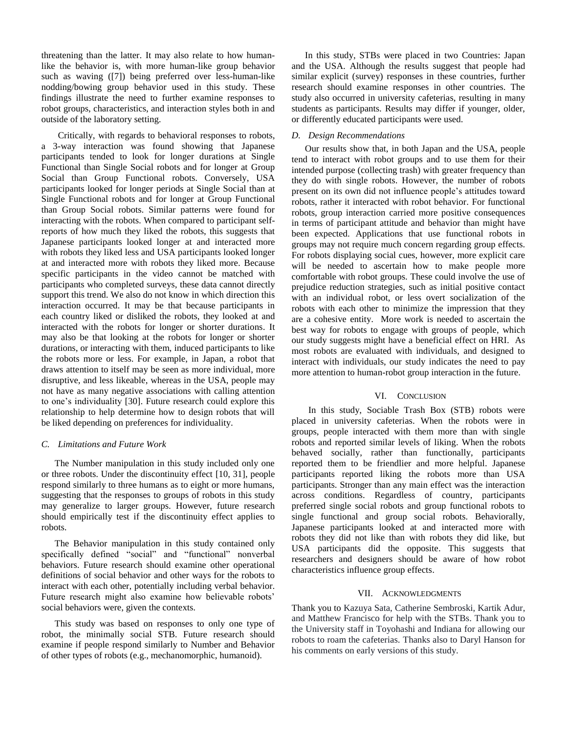threatening than the latter. It may also relate to how human-like the behavior is, with more human-like group behavior such as waving ([7]) being preferred over less-human-like nodding/bowing group behavior used in this study. These findings illustrate the need to further examine responses to robot groups, characteristics, and interaction styles both in and outside of the laboratory setting.

Critically, with regards to behavioral responses to robots, a 3-way interaction was found showing that Japanese participants tended to look for longer durations at Single Functional than Single Social robots and for longer at Group Social than Group Functional robots. Conversely, USA participants looked for longer periods at Single Social than at Single Functional robots and for longer at Group Functional than Group Social robots. Similar patterns were found for interacting with the robots. When compared to participant self-reports of how much they liked the robots, this suggests that Japanese participants looked longer at and interacted more with robots they liked less and USA participants looked longer at and interacted more with robots they liked more. Because specific participants in the video cannot be matched with participants who completed surveys, these data cannot directly support this trend. We also do not know in which direction this interaction occurred. It may be that because participants in each country liked or disliked the robots, they looked at and interacted with the robots for longer or shorter durations. It may also be that looking at the robots for longer or shorter durations, or interacting with them, induced participants to like the robots more or less. For example, in Japan, a robot that draws attention to itself may be seen as more individual, more disruptive, and less likeable, whereas in the USA, people may not have as many negative associations with calling attention to one's individuality [30]. Future research could explore this relationship to help determine how to design robots that will be liked depending on preferences for individuality.

### C. Limitations and Future Work

The Number manipulation in this study included only one or three robots. Under the discontinuity effect [10, 31], people respond similarly to three humans as to eight or more humans, suggesting that the responses to groups of robots in this study may generalize to larger groups. However, future research should empirically test if the discontinuity effect applies to robots.

The Behavior manipulation in this study contained only specifically defined "social" and "functional" nonverbal behaviors. Future research should examine other operational definitions of social behavior and other ways for the robots to interact with each other, potentially including verbal behavior. Future research might also examine how believable robots' social behaviors were, given the contexts.

This study was based on responses to only one type of robot, the minimally social STB. Future research should examine if people respond similarly to Number and Behavior of other types of robots (e.g., mechanomorphic, humanoid).

In this study, STBs were placed in two Countries: Japan and the USA. Although the results suggest that people had similar explicit (survey) responses in these countries, further research should examine responses in other countries. The study also occurred in university cafeterias, resulting in many students as participants. Results may differ if younger, older, or differently educated participants were used.

### D. Design Recommendations

Our results show that, in both Japan and the USA, people tend to interact with robot groups and to use them for their intended purpose (collecting trash) with greater frequency than they do with single robots. However, the number of robots present on its own did not influence people's attitudes toward robots, rather it interacted with robot behavior. For functional robots, group interaction carried more positive consequences in terms of participant attitude and behavior than might have been expected. Applications that use functional robots in groups may not require much concern regarding group effects. For robots displaying social cues, however, more explicit care will be needed to ascertain how to make people more comfortable with robot groups. These could involve the use of prejudice reduction strategies, such as initial positive contact with an individual robot, or less overt socialization of the robots with each other to minimize the impression that they are a cohesive entity. More work is needed to ascertain the best way for robots to engage with groups of people, which our study suggests might have a beneficial effect on HRI. As most robots are evaluated with individuals, and designed to interact with individuals, our study indicates the need to pay more attention to human-robot group interaction in the future.

## VI. Conclusion

In this study, Sociable Trash Box (STB) robots were placed in university cafeterias. When the robots were in groups, people interacted with them more than with single robots and reported similar levels of liking. When the robots behaved socially, rather than functionally, participants reported them to be friendlier and more helpful. Japanese participants reported liking the robots more than USA participants. Stronger than any main effect was the interaction across conditions. Regardless of country, participants preferred single social robots and group functional robots to single functional and group social robots. Behaviorally, Japanese participants looked at and interacted more with robots they did not like than with robots they did like, but USA participants did the opposite. This suggests that researchers and designers should be aware of how robot characteristics influence group effects.

## VII. Acknowledgments

Thank you to Kazuya Sata, Catherine Sembroski, Kartik Adur, and Matthew Francisco for help with the STBs. Thank you to the University staff in Toyohashi and Indiana for allowing our robots to roam the cafeterias. Thanks also to Daryl Hanson for his comments on early versions of this study.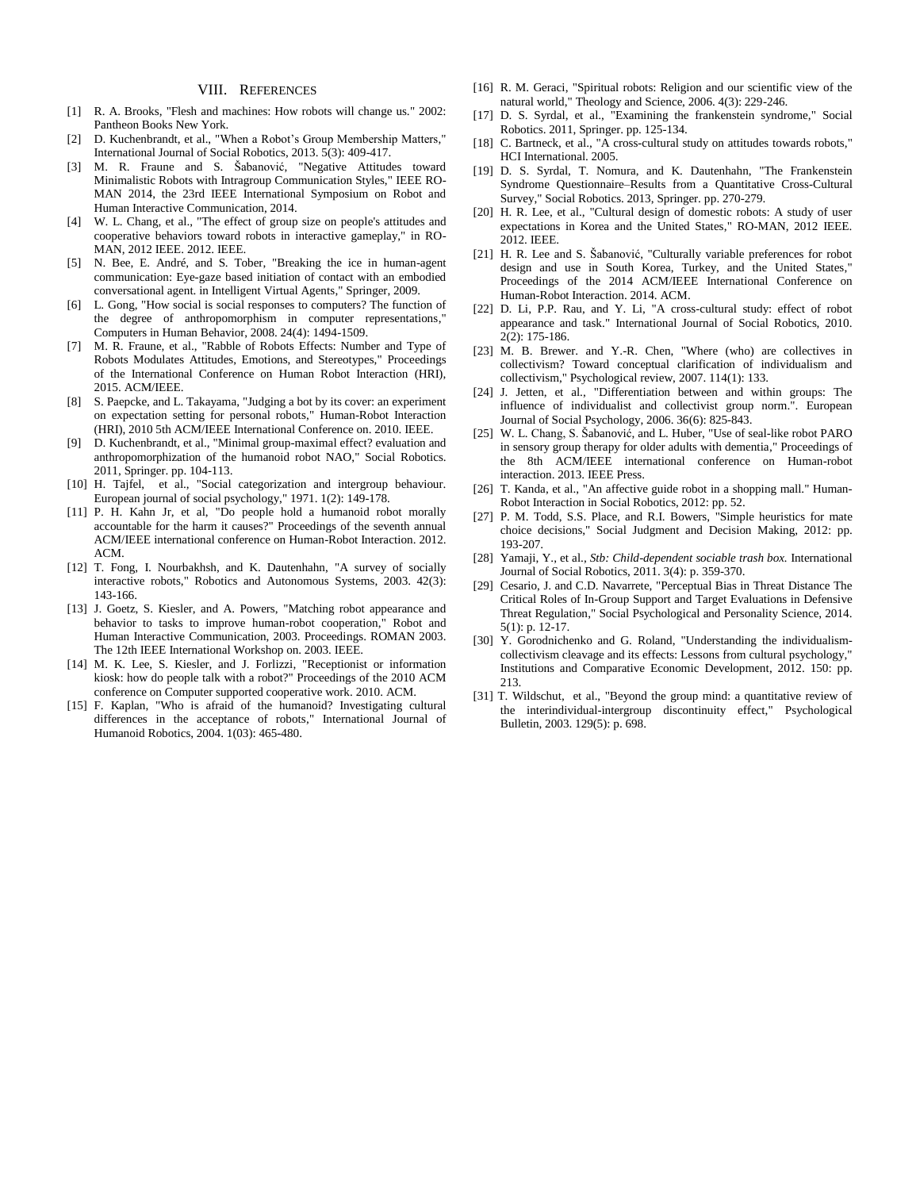# VIII. References

[1] R. A. Brooks, "Flesh and machines: How robots will change us." 2002: Pantheon Books New York.

[2] D. Kuchenbrandt, et al., "When a Robot's Group Membership Matters," International Journal of Social Robotics, 2013. 5(3): 409-417.

[3] M. R. Fraune and S. Šabanović, "Negative Attitudes toward Minimalistic Robots with Intragroup Communication Styles," IEEE RO-MAN 2014, the 23rd IEEE International Symposium on Robot and Human Interactive Communication, 2014.

[4] W. L. Chang, et al., "The effect of group size on people's attitudes and cooperative behaviors toward robots in interactive gameplay," in RO-MAN, 2012 IEEE. 2012. IEEE.

[5] N. Bee, E. André, and S. Tober, "Breaking the ice in human-agent communication: Eye-gaze based initiation of contact with an embodied conversational agent. in Intelligent Virtual Agents," Springer, 2009.

[6] L. Gong, "How social is social responses to computers? The function of the degree of anthropomorphism in computer representations," Computers in Human Behavior, 2008. 24(4): 1494-1509.

[7] M. R. Fraune, et al., "Rabble of Robots Effects: Number and Type of Robots Modulates Attitudes, Emotions, and Stereotypes," Proceedings of the International Conference on Human Robot Interaction (HRI), 2015. ACM/IEEE.

[8] S. Paepcke, and L. Takayama, "Judging a bot by its cover: an experiment on expectation setting for personal robots," Human-Robot Interaction (HRI), 2010 5th ACM/IEEE International Conference on. 2010. IEEE.

[9] D. Kuchenbrandt, et al., "Minimal group-maximal effect? evaluation and anthropomorphization of the humanoid robot NAO," Social Robotics. 2011, Springer. pp. 104-113.

[10] H. Tajfel, et al., "Social categorization and intergroup behaviour. European journal of social psychology," 1971. 1(2): 149-178.

[11] P. H. Kahn Jr, et al, "Do people hold a humanoid robot morally accountable for the harm it causes?" Proceedings of the seventh annual ACM/IEEE international conference on Human-Robot Interaction. 2012. ACM.

[12] T. Fong, I. Nourbakhsh, and K. Dautenhahn, "A survey of socially interactive robots," Robotics and Autonomous Systems, 2003. 42(3): 143-166.

[13] J. Goetz, S. Kiesler, and A. Powers, "Matching robot appearance and behavior to tasks to improve human-robot cooperation," Robot and Human Interactive Communication, 2003. Proceedings. ROMAN 2003. The 12th IEEE International Workshop on. 2003. IEEE.

[14] M. K. Lee, S. Kiesler, and J. Forlizzi, "Receptionist or information kiosk: how do people talk with a robot?" Proceedings of the 2010 ACM conference on Computer supported cooperative work. 2010. ACM.

[15] F. Kaplan, "Who is afraid of the humanoid? Investigating cultural differences in the acceptance of robots," International Journal of Humanoid Robotics, 2004. 1(03): 465-480.

[16] R. M. Geraci, "Spiritual robots: Religion and our scientific view of the natural world," Theology and Science, 2006. 4(3): 229-246.

[17] D. S. Syrdal, et al., "Examining the frankenstein syndrome," Social Robotics. 2011, Springer. pp. 125-134.

[18] C. Bartneck, et al., "A cross-cultural study on attitudes towards robots," HCI International. 2005.

[19] D. S. Syrdal, T. Nomura, and K. Dautenhahn, "The Frankenstein Syndrome Questionnaire–Results from a Quantitative Cross-Cultural Survey," Social Robotics. 2013, Springer. pp. 270-279.

[20] H. R. Lee, et al., "Cultural design of domestic robots: A study of user expectations in Korea and the United States," RO-MAN, 2012 IEEE. 2012. IEEE.

[21] H. R. Lee and S. Šabanović, "Culturally variable preferences for robot design and use in South Korea, Turkey, and the United States," Proceedings of the 2014 ACM/IEEE International Conference on Human-Robot Interaction. 2014. ACM.

[22] D. Li, P.P. Rau, and Y. Li, "A cross-cultural study: effect of robot appearance and task." International Journal of Social Robotics, 2010. 2(2): 175-186.

[23] M. B. Brewer. and Y.-R. Chen, "Where (who) are collectives in collectivism? Toward conceptual clarification of individualism and collectivism," Psychological review, 2007. 114(1): 133.

[24] J. Jetten, et al., "Differentiation between and within groups: The influence of individualist and collectivist group norm.". European Journal of Social Psychology, 2006. 36(6): 825-843.

[25] W. L. Chang, S. Šabanović, and L. Huber, "Use of seal-like robot PARO in sensory group therapy for older adults with dementia," Proceedings of the 8th ACM/IEEE international conference on Human-robot interaction. 2013. IEEE Press.

[26] T. Kanda, et al., "An affective guide robot in a shopping mall." Human-Robot Interaction in Social Robotics, 2012: pp. 52.

[27] P. M. Todd, S.S. Place, and R.I. Bowers, "Simple heuristics for mate choice decisions," Social Judgment and Decision Making, 2012: pp. 193-207.

[28] Yamaji, Y., et al., *Stb: Child-dependent sociable trash box.* International Journal of Social Robotics, 2011. 3(4): p. 359-370.

[29] Cesario, J. and C.D. Navarrete, "Perceptual Bias in Threat Distance The Critical Roles of In-Group Support and Target Evaluations in Defensive Threat Regulation," Social Psychological and Personality Science, 2014. 5(1): p. 12-17.

[30] Y. Gorodnichenko and G. Roland, "Understanding the individualism-collectivism cleavage and its effects: Lessons from cultural psychology," Institutions and Comparative Economic Development, 2012. 150: pp. 213.

[31] T. Wildschut, et al., "Beyond the group mind: a quantitative review of the interindividual-intergroup discontinuity effect," Psychological Bulletin, 2003. 129(5): p. 698.